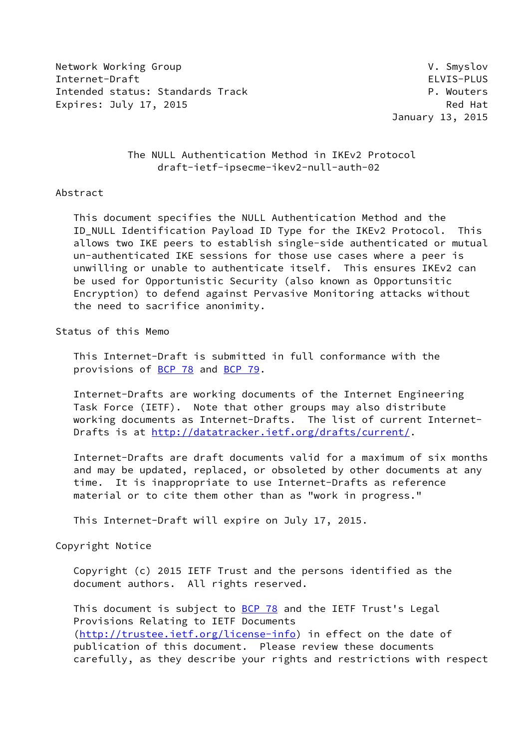Network Working Group V. Smyslov
Internet-Draft ELVIS-PLUS
Intended status: Standards Track P. Wouters
Expires: July 17, 2015 Red Hat
January 13, 2015

# The NULL Authentication Method in IKEv2 Protocol
## draft-ietf-ipsecme-ikev2-null-auth-02

## Abstract

This document specifies the NULL Authentication Method and the ID_NULL Identification Payload ID Type for the IKEv2 Protocol. This allows two IKE peers to establish single-side authenticated or mutual un-authenticated IKE sessions for those use cases where a peer is unwilling or unable to authenticate itself. This ensures IKEv2 can be used for Opportunistic Security (also known as Opportunsitic Encryption) to defend against Pervasive Monitoring attacks without the need to sacrifice anonimity.

## Status of this Memo

This Internet-Draft is submitted in full conformance with the provisions of BCP 78 and BCP 79.

Internet-Drafts are working documents of the Internet Engineering Task Force (IETF). Note that other groups may also distribute working documents as Internet-Drafts. The list of current Internet-Drafts is at http://datatracker.ietf.org/drafts/current/.

Internet-Drafts are draft documents valid for a maximum of six months and may be updated, replaced, or obsoleted by other documents at any time. It is inappropriate to use Internet-Drafts as reference material or to cite them other than as "work in progress."

This Internet-Draft will expire on July 17, 2015.

## Copyright Notice

Copyright (c) 2015 IETF Trust and the persons identified as the document authors. All rights reserved.

This document is subject to BCP 78 and the IETF Trust's Legal Provisions Relating to IETF Documents (http://trustee.ietf.org/license-info) in effect on the date of publication of this document. Please review these documents carefully, as they describe your rights and restrictions with respect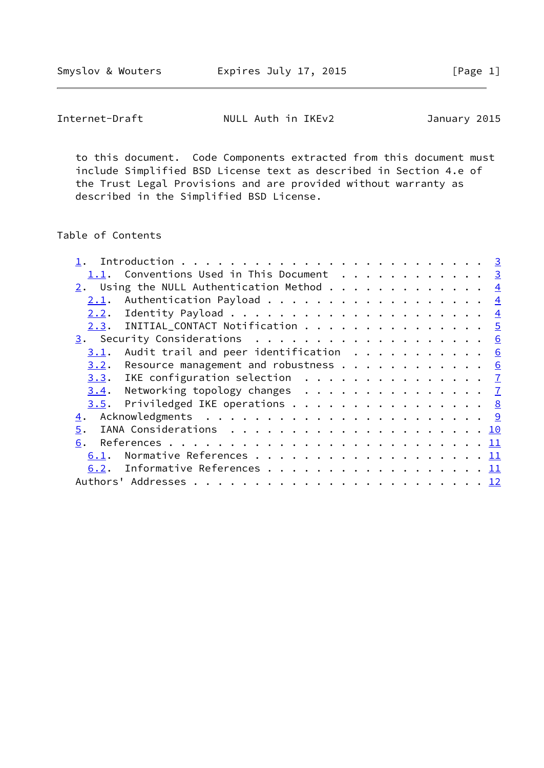to this document. Code Components extracted from this document must include Simplified BSD License text as described in Section 4.e of the Trust Legal Provisions and are provided without warranty as described in the Simplified BSD License.

## Table of Contents

```
   1.  Introduction . . . . . . . . . . . . . . . . . . . . . . . .   3
     1.1.  Conventions Used in This Document  . . . . . . . . . . .   3
   2.  Using the NULL Authentication Method . . . . . . . . . . . .   4
     2.1.  Authentication Payload . . . . . . . . . . . . . . . . .   4
     2.2.  Identity Payload . . . . . . . . . . . . . . . . . . . .   4
     2.3.  INITIAL_CONTACT Notification . . . . . . . . . . . . . .   5
   3.  Security Considerations  . . . . . . . . . . . . . . . . . .   6
     3.1.  Audit trail and peer identification  . . . . . . . . . .   6
     3.2.  Resource management and robustness . . . . . . . . . . .   6
     3.3.  IKE configuration selection  . . . . . . . . . . . . . .   7
     3.4.  Networking topology changes  . . . . . . . . . . . . . .   7
     3.5.  Priviledged IKE operations . . . . . . . . . . . . . . .   8
   4.  Acknowledgments  . . . . . . . . . . . . . . . . . . . . . .   9
   5.  IANA Considerations  . . . . . . . . . . . . . . . . . . . .  10
   6.  References . . . . . . . . . . . . . . . . . . . . . . . . .  11
     6.1.  Normative References . . . . . . . . . . . . . . . . . .  11
     6.2.  Informative References . . . . . . . . . . . . . . . . .  11
   Authors' Addresses . . . . . . . . . . . . . . . . . . . . . . .  12
```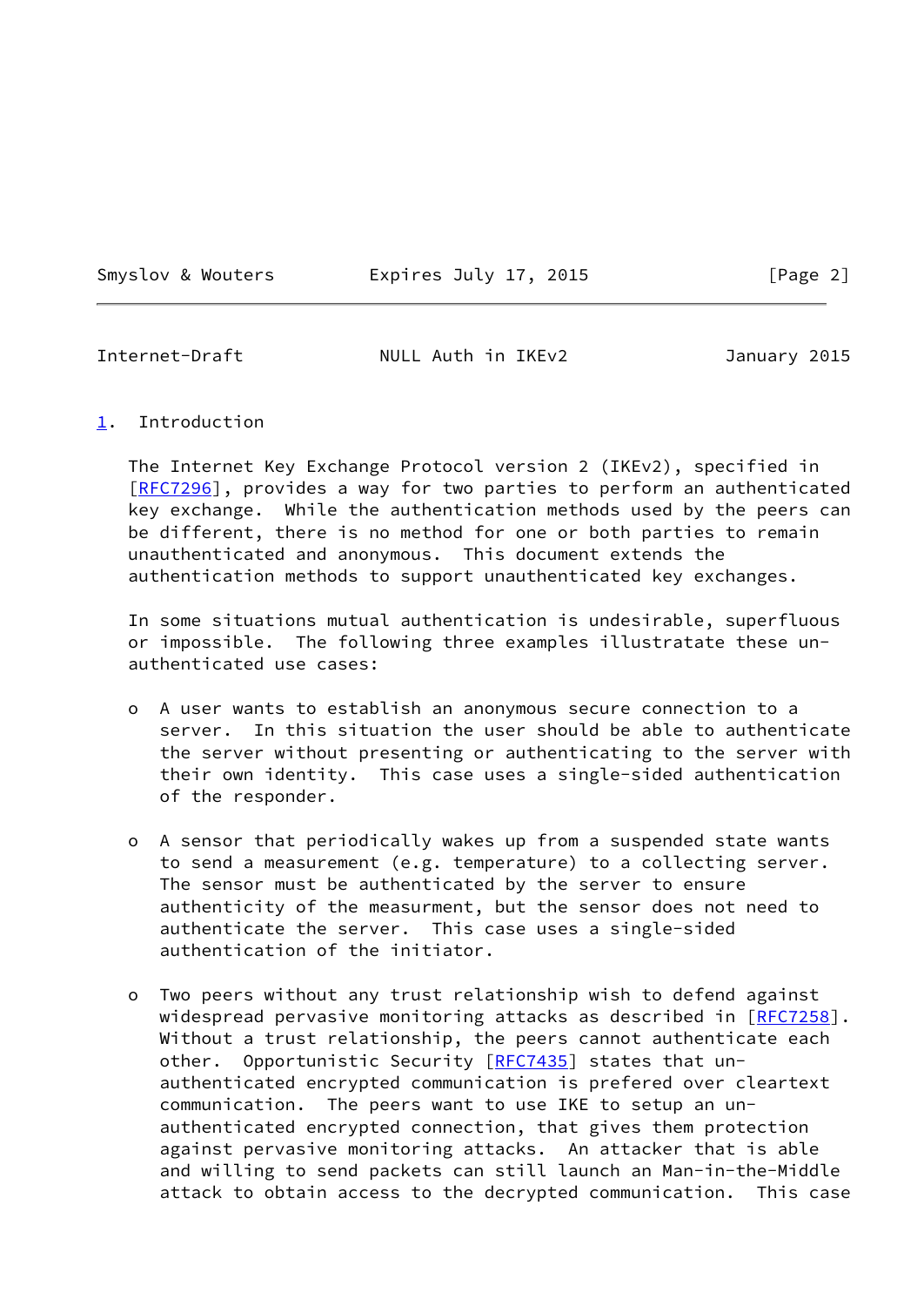## 1. Introduction

The Internet Key Exchange Protocol version 2 (IKEv2), specified in [RFC7296], provides a way for two parties to perform an authenticated key exchange. While the authentication methods used by the peers can be different, there is no method for one or both parties to remain unauthenticated and anonymous. This document extends the authentication methods to support unauthenticated key exchanges.

In some situations mutual authentication is undesirable, superfluous or impossible. The following three examples illustratate these un-authenticated use cases:

- A user wants to establish an anonymous secure connection to a server. In this situation the user should be able to authenticate the server without presenting or authenticating to the server with their own identity. This case uses a single-sided authentication of the responder.

- A sensor that periodically wakes up from a suspended state wants to send a measurement (e.g. temperature) to a collecting server. The sensor must be authenticated by the server to ensure authenticity of the measurment, but the sensor does not need to authenticate the server. This case uses a single-sided authentication of the initiator.

- Two peers without any trust relationship wish to defend against widespread pervasive monitoring attacks as described in [RFC7258]. Without a trust relationship, the peers cannot authenticate each other. Opportunistic Security [RFC7435] states that un-authenticated encrypted communication is prefered over cleartext communication. The peers want to use IKE to setup an un-authenticated encrypted connection, that gives them protection against pervasive monitoring attacks. An attacker that is able and willing to send packets can still launch an Man-in-the-Middle attack to obtain access to the decrypted communication. This case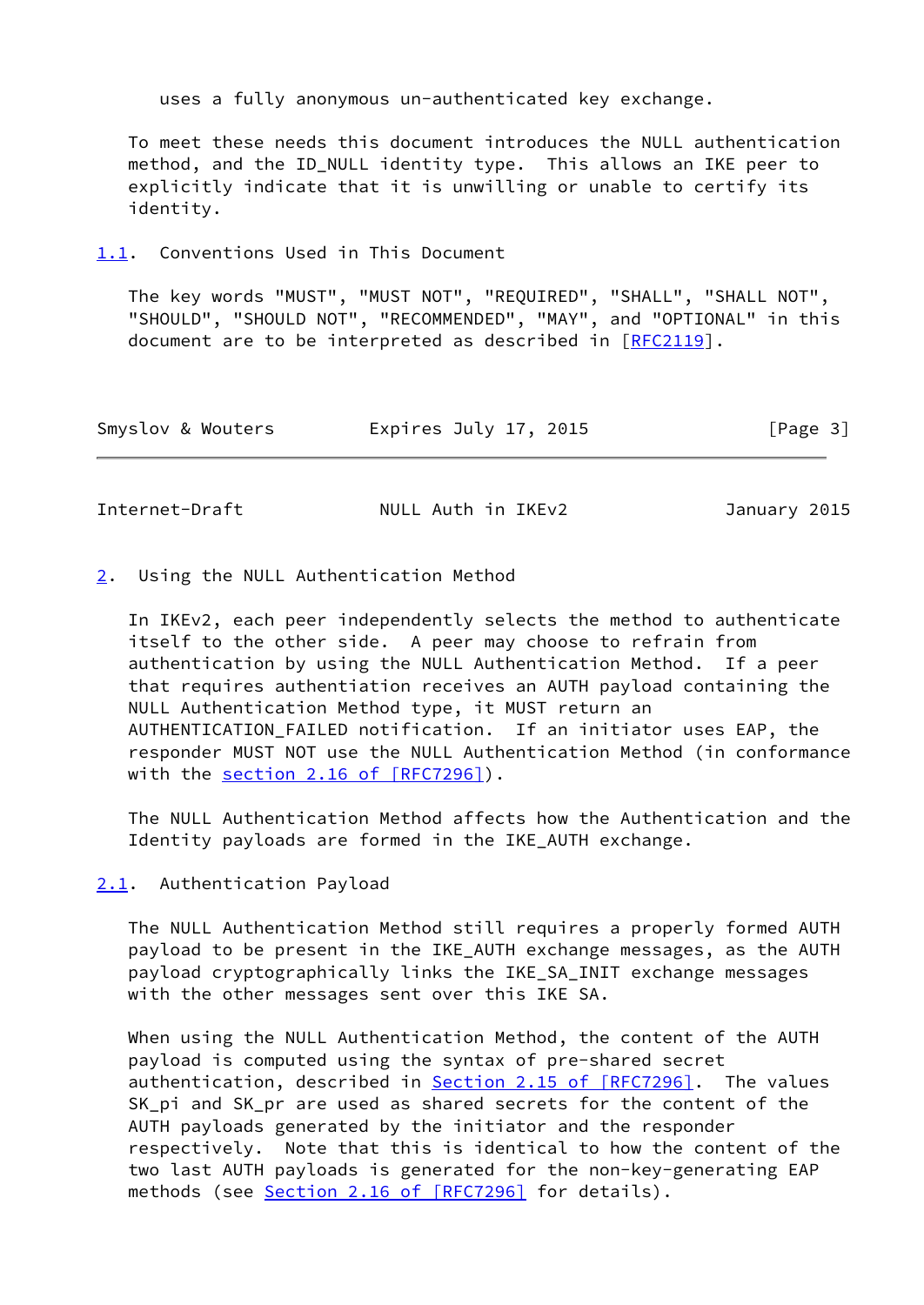uses a fully anonymous un-authenticated key exchange.

To meet these needs this document introduces the NULL authentication method, and the ID_NULL identity type. This allows an IKE peer to explicitly indicate that it is unwilling or unable to certify its identity.

### 1.1. Conventions Used in This Document

The key words "MUST", "MUST NOT", "REQUIRED", "SHALL", "SHALL NOT", "SHOULD", "SHOULD NOT", "RECOMMENDED", "MAY", and "OPTIONAL" in this document are to be interpreted as described in [RFC2119].

## 2. Using the NULL Authentication Method

In IKEv2, each peer independently selects the method to authenticate itself to the other side. A peer may choose to refrain from authentication by using the NULL Authentication Method. If a peer that requires authentiation receives an AUTH payload containing the NULL Authentication Method type, it MUST return an AUTHENTICATION_FAILED notification. If an initiator uses EAP, the responder MUST NOT use the NULL Authentication Method (in conformance with the section 2.16 of [RFC7296]).

The NULL Authentication Method affects how the Authentication and the Identity payloads are formed in the IKE_AUTH exchange.

### 2.1. Authentication Payload

The NULL Authentication Method still requires a properly formed AUTH payload to be present in the IKE_AUTH exchange messages, as the AUTH payload cryptographically links the IKE_SA_INIT exchange messages with the other messages sent over this IKE SA.

When using the NULL Authentication Method, the content of the AUTH payload is computed using the syntax of pre-shared secret authentication, described in Section 2.15 of [RFC7296]. The values SK_pi and SK_pr are used as shared secrets for the content of the AUTH payloads generated by the initiator and the responder respectively. Note that this is identical to how the content of the two last AUTH payloads is generated for the non-key-generating EAP methods (see Section 2.16 of [RFC7296] for details).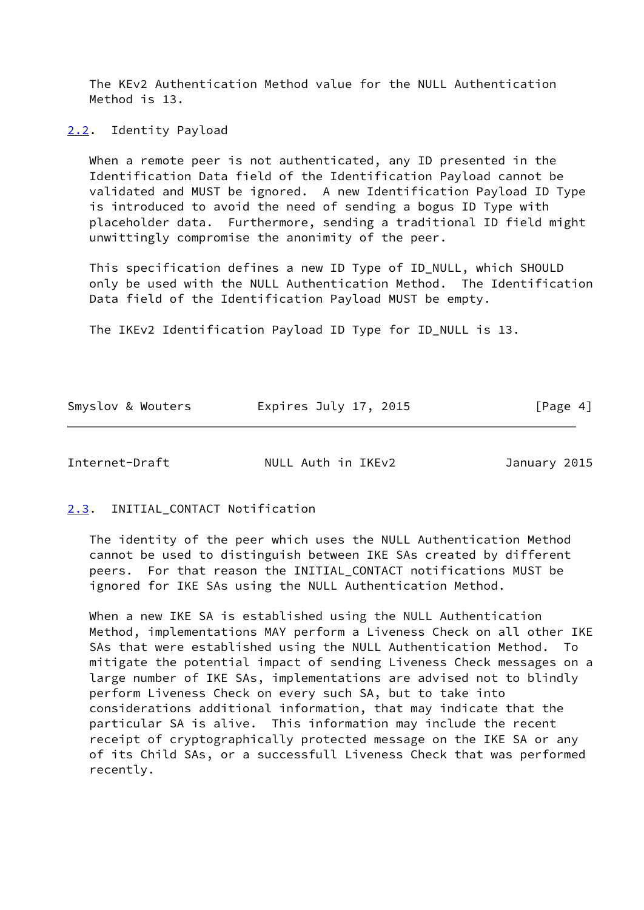The KEv2 Authentication Method value for the NULL Authentication Method is 13.

### 2.2. Identity Payload

When a remote peer is not authenticated, any ID presented in the Identification Data field of the Identification Payload cannot be validated and MUST be ignored. A new Identification Payload ID Type is introduced to avoid the need of sending a bogus ID Type with placeholder data. Furthermore, sending a traditional ID field might unwittingly compromise the anonimity of the peer.

This specification defines a new ID Type of ID_NULL, which SHOULD only be used with the NULL Authentication Method. The Identification Data field of the Identification Payload MUST be empty.

The IKEv2 Identification Payload ID Type for ID_NULL is 13.

### 2.3. INITIAL_CONTACT Notification

The identity of the peer which uses the NULL Authentication Method cannot be used to distinguish between IKE SAs created by different peers. For that reason the INITIAL_CONTACT notifications MUST be ignored for IKE SAs using the NULL Authentication Method.

When a new IKE SA is established using the NULL Authentication Method, implementations MAY perform a Liveness Check on all other IKE SAs that were established using the NULL Authentication Method. To mitigate the potential impact of sending Liveness Check messages on a large number of IKE SAs, implementations are advised not to blindly perform Liveness Check on every such SA, but to take into considerations additional information, that may indicate that the particular SA is alive. This information may include the recent receipt of cryptographically protected message on the IKE SA or any of its Child SAs, or a successfull Liveness Check that was performed recently.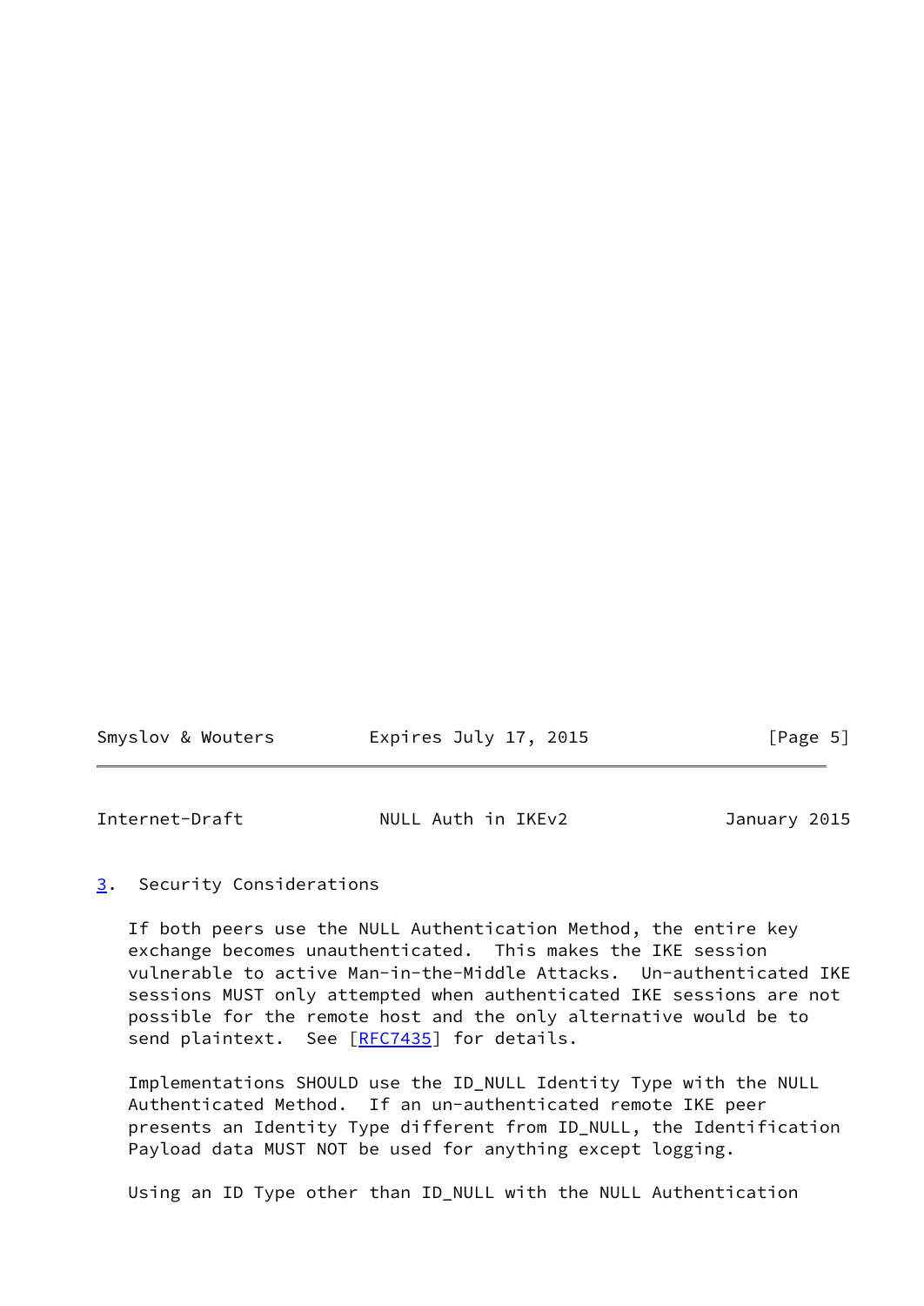## 3. Security Considerations

If both peers use the NULL Authentication Method, the entire key exchange becomes unauthenticated. This makes the IKE session vulnerable to active Man-in-the-Middle Attacks. Un-authenticated IKE sessions MUST only attempted when authenticated IKE sessions are not possible for the remote host and the only alternative would be to send plaintext. See [RFC7435] for details.

Implementations SHOULD use the ID_NULL Identity Type with the NULL Authenticated Method. If an un-authenticated remote IKE peer presents an Identity Type different from ID_NULL, the Identification Payload data MUST NOT be used for anything except logging.

Using an ID Type other than ID_NULL with the NULL Authentication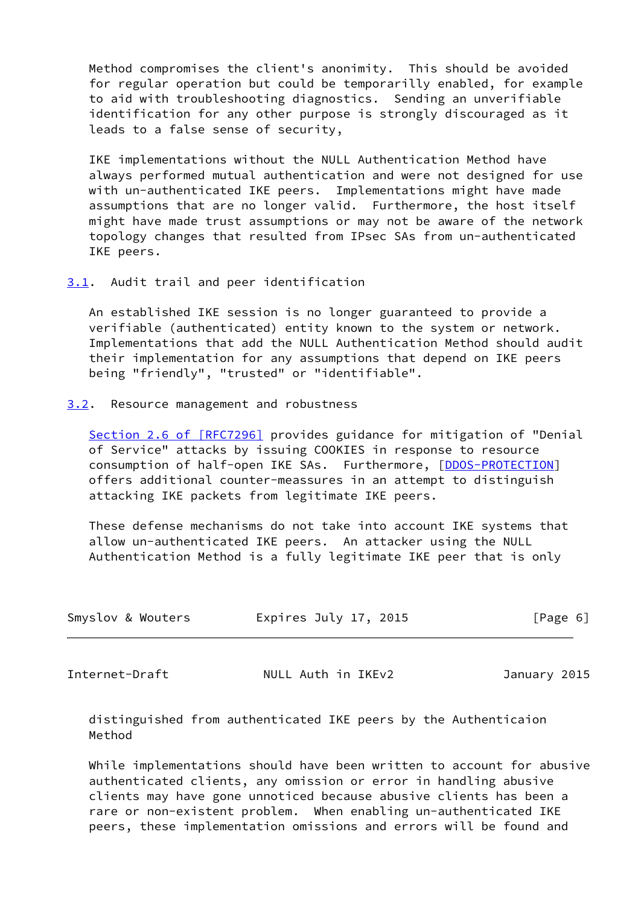Method compromises the client's anonimity. This should be avoided for regular operation but could be temporarilly enabled, for example to aid with troubleshooting diagnostics. Sending an unverifiable identification for any other purpose is strongly discouraged as it leads to a false sense of security,

IKE implementations without the NULL Authentication Method have always performed mutual authentication and were not designed for use with un-authenticated IKE peers. Implementations might have made assumptions that are no longer valid. Furthermore, the host itself might have made trust assumptions or may not be aware of the network topology changes that resulted from IPsec SAs from un-authenticated IKE peers.

### 3.1. Audit trail and peer identification

An established IKE session is no longer guaranteed to provide a verifiable (authenticated) entity known to the system or network. Implementations that add the NULL Authentication Method should audit their implementation for any assumptions that depend on IKE peers being "friendly", "trusted" or "identifiable".

### 3.2. Resource management and robustness

Section 2.6 of [RFC7296] provides guidance for mitigation of "Denial of Service" attacks by issuing COOKIES in response to resource consumption of half-open IKE SAs. Furthermore, [DDOS-PROTECTION] offers additional counter-meassures in an attempt to distinguish attacking IKE packets from legitimate IKE peers.

These defense mechanisms do not take into account IKE systems that allow un-authenticated IKE peers. An attacker using the NULL Authentication Method is a fully legitimate IKE peer that is only distinguished from authenticated IKE peers by the Authenticaion Method

While implementations should have been written to account for abusive authenticated clients, any omission or error in handling abusive clients may have gone unnoticed because abusive clients has been a rare or non-existent problem. When enabling un-authenticated IKE peers, these implementation omissions and errors will be found and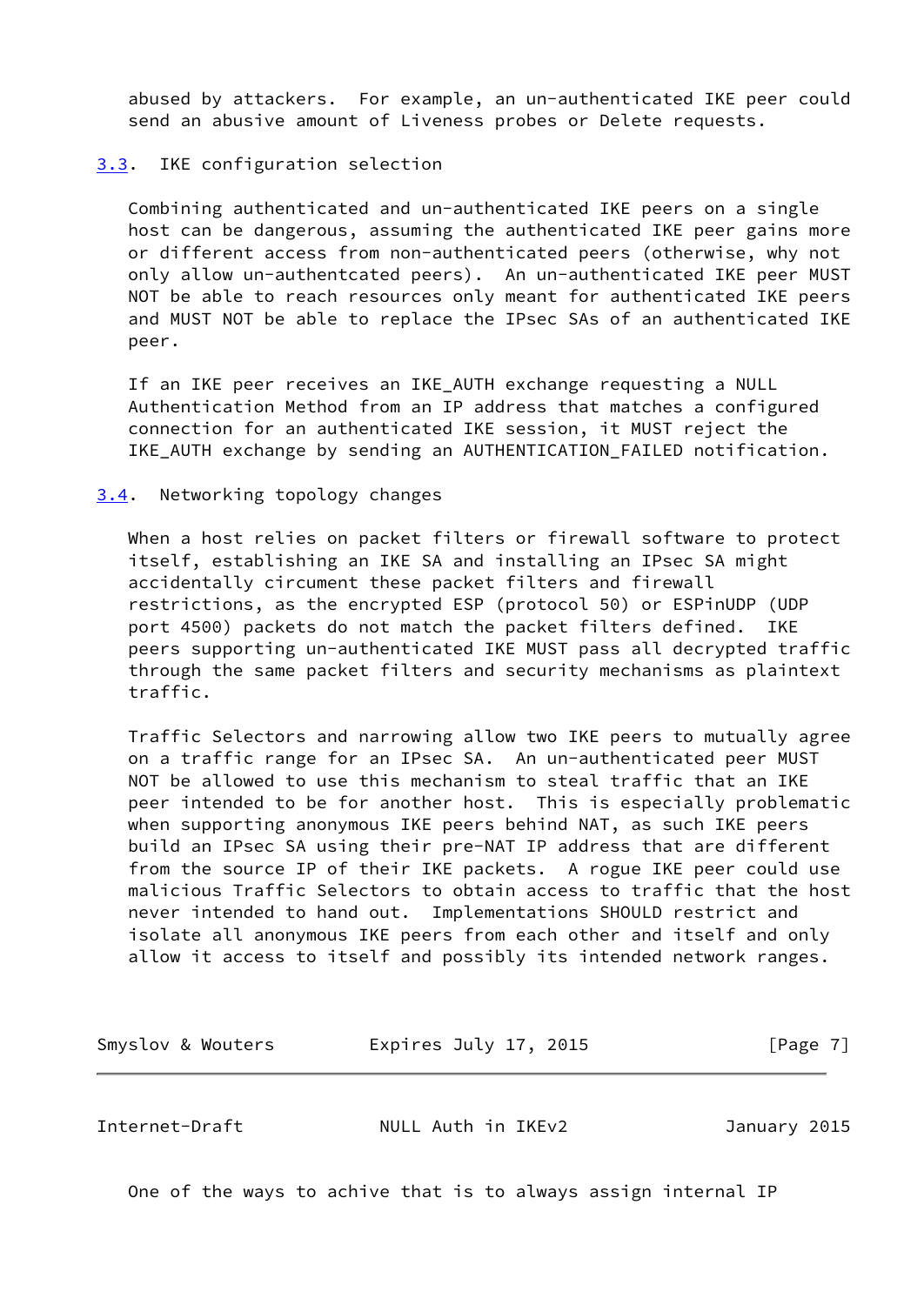abused by attackers. For example, an un-authenticated IKE peer could send an abusive amount of Liveness probes or Delete requests.

### 3.3. IKE configuration selection

Combining authenticated and un-authenticated IKE peers on a single host can be dangerous, assuming the authenticated IKE peer gains more or different access from non-authenticated peers (otherwise, why not only allow un-authentcated peers). An un-authenticated IKE peer MUST NOT be able to reach resources only meant for authenticated IKE peers and MUST NOT be able to replace the IPsec SAs of an authenticated IKE peer.

If an IKE peer receives an IKE_AUTH exchange requesting a NULL Authentication Method from an IP address that matches a configured connection for an authenticated IKE session, it MUST reject the IKE_AUTH exchange by sending an AUTHENTICATION_FAILED notification.

### 3.4. Networking topology changes

When a host relies on packet filters or firewall software to protect itself, establishing an IKE SA and installing an IPsec SA might accidentally circument these packet filters and firewall restrictions, as the encrypted ESP (protocol 50) or ESPinUDP (UDP port 4500) packets do not match the packet filters defined. IKE peers supporting un-authenticated IKE MUST pass all decrypted traffic through the same packet filters and security mechanisms as plaintext traffic.

Traffic Selectors and narrowing allow two IKE peers to mutually agree on a traffic range for an IPsec SA. An un-authenticated peer MUST NOT be allowed to use this mechanism to steal traffic that an IKE peer intended to be for another host. This is especially problematic when supporting anonymous IKE peers behind NAT, as such IKE peers build an IPsec SA using their pre-NAT IP address that are different from the source IP of their IKE packets. A rogue IKE peer could use malicious Traffic Selectors to obtain access to traffic that the host never intended to hand out. Implementations SHOULD restrict and isolate all anonymous IKE peers from each other and itself and only allow it access to itself and possibly its intended network ranges.

One of the ways to achive that is to always assign internal IP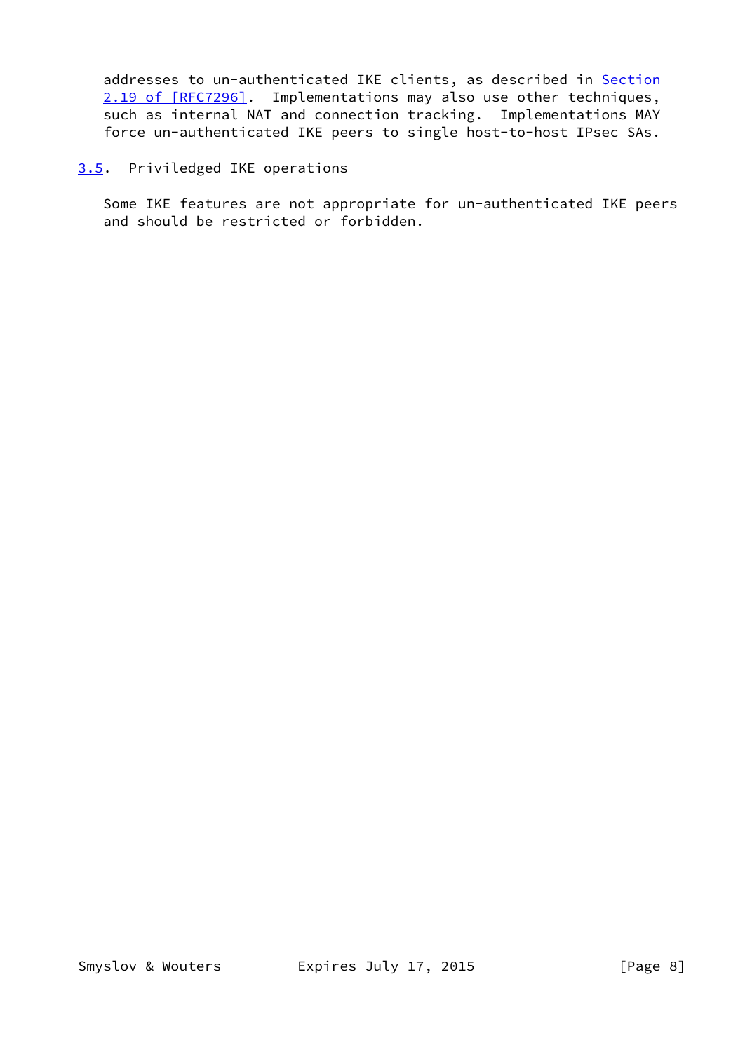addresses to un-authenticated IKE clients, as described in Section 2.19 of [RFC7296]. Implementations may also use other techniques, such as internal NAT and connection tracking. Implementations MAY force un-authenticated IKE peers to single host-to-host IPsec SAs.

### 3.5. Priviledged IKE operations

Some IKE features are not appropriate for un-authenticated IKE peers and should be restricted or forbidden.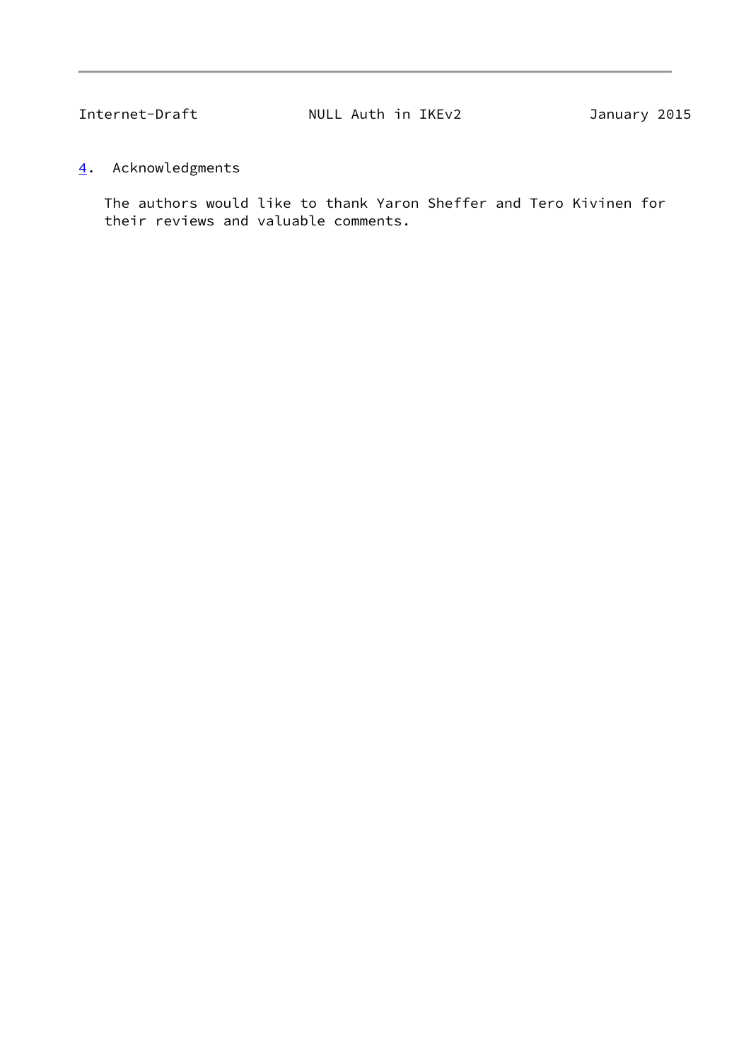## 4. Acknowledgments

The authors would like to thank Yaron Sheffer and Tero Kivinen for their reviews and valuable comments.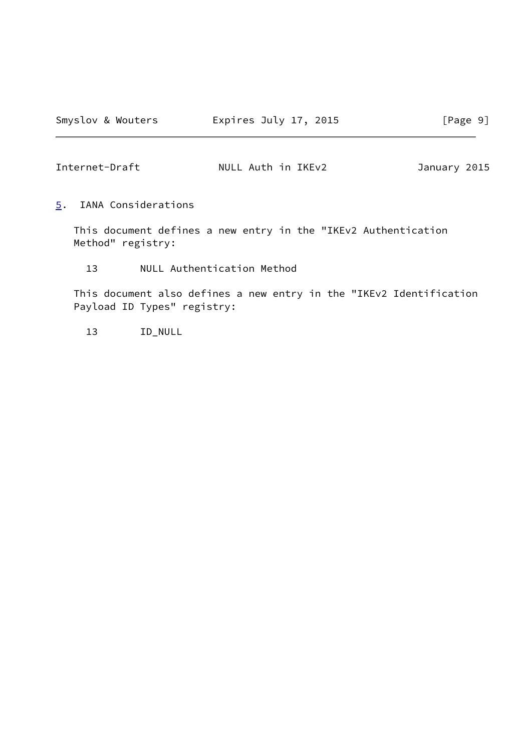## 5. IANA Considerations

This document defines a new entry in the "IKEv2 Authentication Method" registry:

```
13       NULL Authentication Method
```

This document also defines a new entry in the "IKEv2 Identification Payload ID Types" registry:

```
13       ID_NULL
```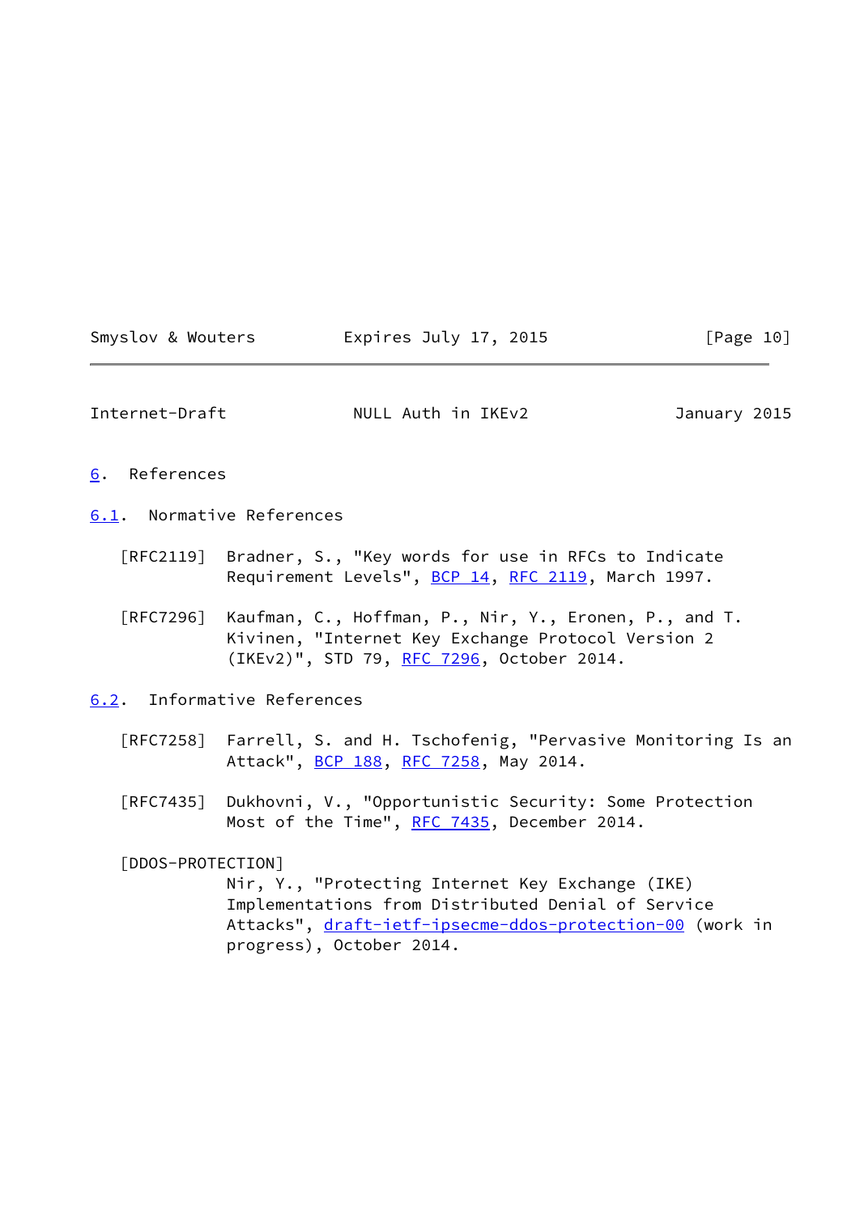## 6. References

### 6.1. Normative References

[RFC2119] Bradner, S., "Key words for use in RFCs to Indicate Requirement Levels", BCP 14, RFC 2119, March 1997.

[RFC7296] Kaufman, C., Hoffman, P., Nir, Y., Eronen, P., and T. Kivinen, "Internet Key Exchange Protocol Version 2 (IKEv2)", STD 79, RFC 7296, October 2014.

### 6.2. Informative References

[RFC7258] Farrell, S. and H. Tschofenig, "Pervasive Monitoring Is an Attack", BCP 188, RFC 7258, May 2014.

[RFC7435] Dukhovni, V., "Opportunistic Security: Some Protection Most of the Time", RFC 7435, December 2014.

[DDOS-PROTECTION]
Nir, Y., "Protecting Internet Key Exchange (IKE) Implementations from Distributed Denial of Service Attacks", draft-ietf-ipsecme-ddos-protection-00 (work in progress), October 2014.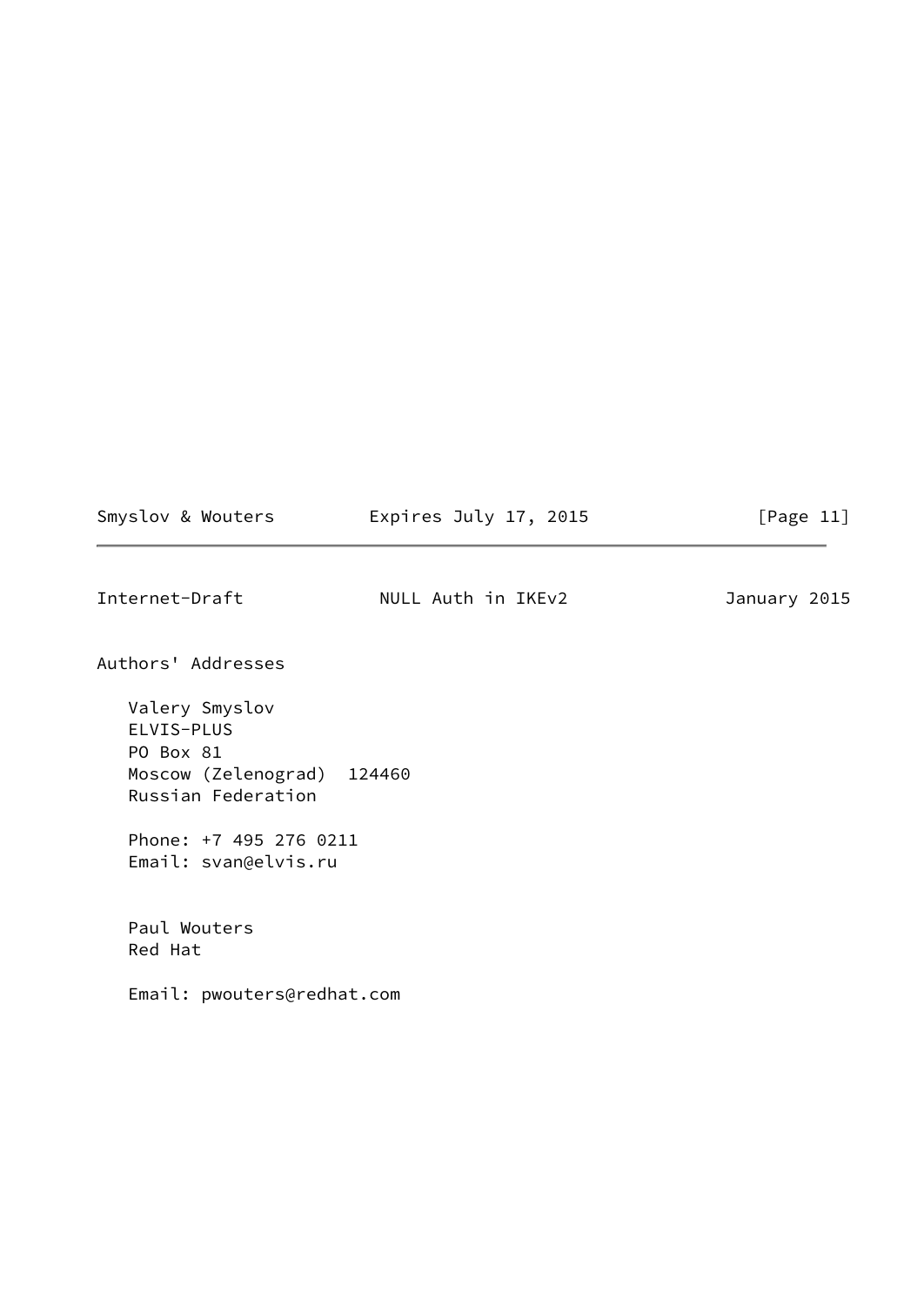## Authors' Addresses

Valery Smyslov
ELVIS-PLUS
PO Box 81
Moscow (Zelenograd)  124460
Russian Federation

Phone: +7 495 276 0211
Email: svan@elvis.ru

Paul Wouters
Red Hat

Email: pwouters@redhat.com